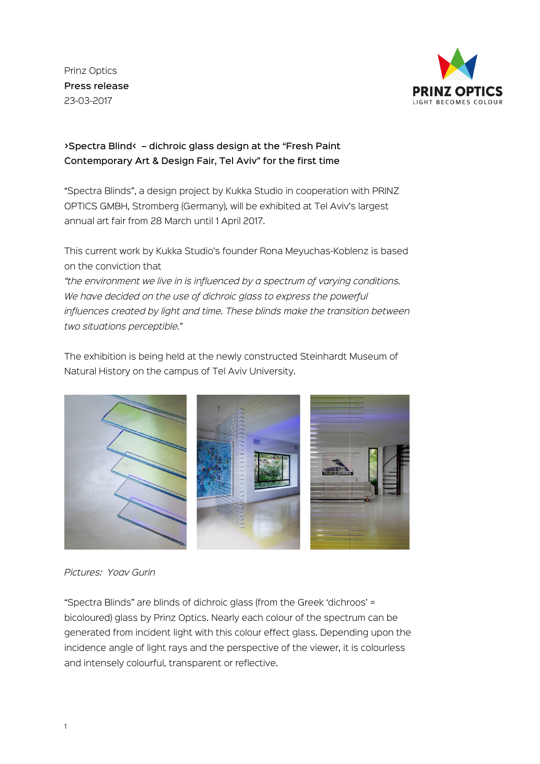Prinz Optics

**Press release**

23-03-2017

PRINZ OPTICS
LIGHT BECOMES COLOUR

**›Spectra Blind‹ – dichroic glass design at the "Fresh Paint Contemporary Art & Design Fair, Tel Aviv" for the first time**

"Spectra Blinds", a design project by Kukka Studio in cooperation with PRINZ OPTICS GMBH, Stromberg (Germany), will be exhibited at Tel Aviv's largest annual art fair from 28 March until 1 April 2017.

This current work by Kukka Studio's founder Rona Meyuchas-Koblenz is based on the conviction that
*"the environment we live in is influenced by a spectrum of varying conditions. We have decided on the use of dichroic glass to express the powerful influences created by light and time. These blinds make the transition between two situations perceptible."*

The exhibition is being held at the newly constructed Steinhardt Museum of Natural History on the campus of Tel Aviv University.

*Pictures: Yoav Gurin*

"Spectra Blinds" are blinds of dichroic glass (from the Greek 'dichroos' = bicoloured) glass by Prinz Optics. Nearly each colour of the spectrum can be generated from incident light with this colour effect glass. Depending upon the incidence angle of light rays and the perspective of the viewer, it is colourless and intensely colourful, transparent or reflective.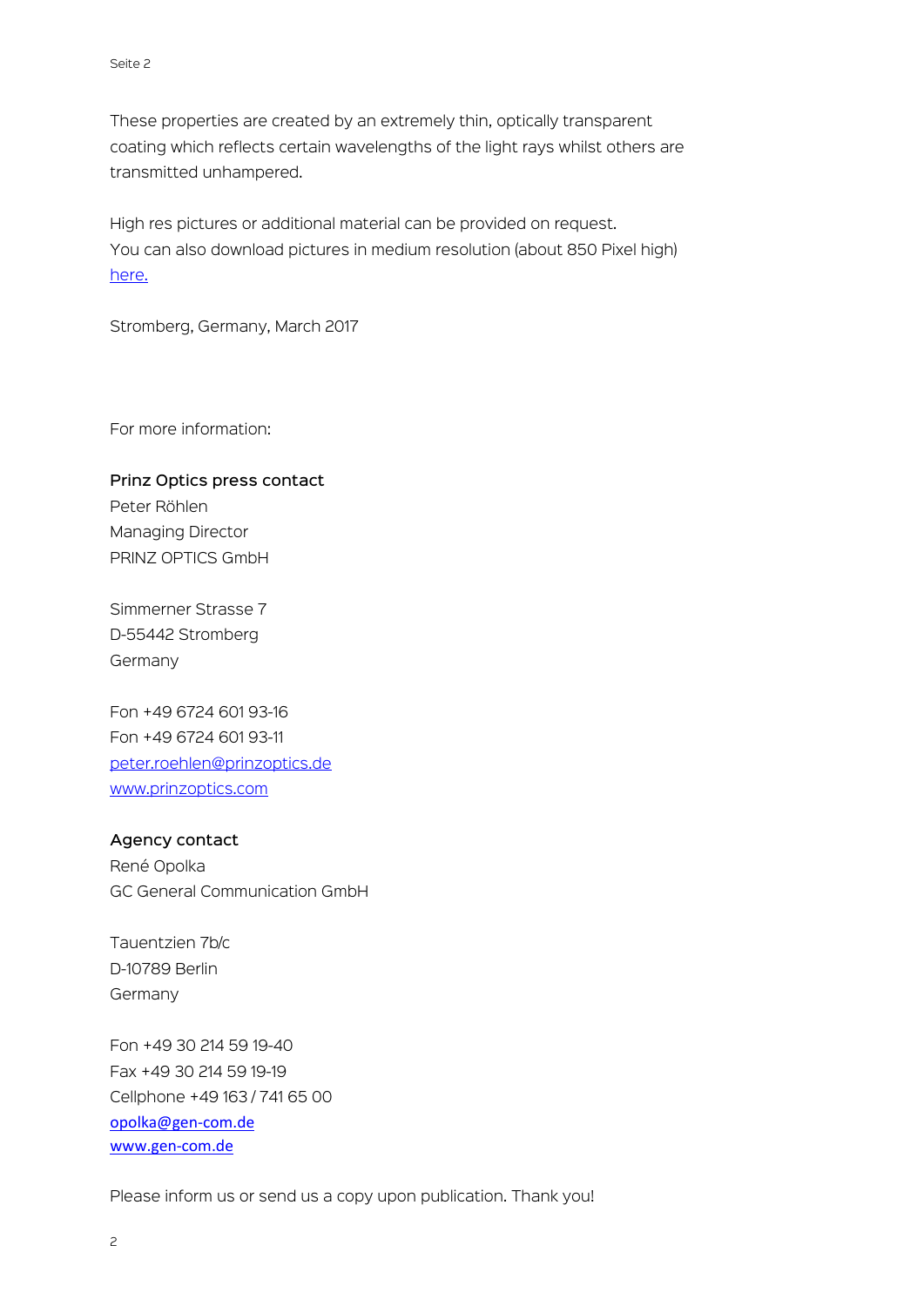These properties are created by an extremely thin, optically transparent coating which reflects certain wavelengths of the light rays whilst others are transmitted unhampered.

High res pictures or additional material can be provided on request.
You can also download pictures in medium resolution (about 850 Pixel high) here.

Stromberg, Germany, March 2017

For more information:

**Prinz Optics press contact**
Peter Röhlen
Managing Director
PRINZ OPTICS GmbH

Simmerner Strasse 7
D-55442 Stromberg
Germany

Fon +49 6724 601 93-16
Fon +49 6724 601 93-11
peter.roehlen@prinzoptics.de
www.prinzoptics.com

**Agency contact**
René Opolka
GC General Communication GmbH

Tauentzien 7b/c
D-10789 Berlin
Germany

Fon +49 30 214 59 19-40
Fax +49 30 214 59 19-19
Cellphone +49 163 / 741 65 00
opolka@gen-com.de
www.gen-com.de

Please inform us or send us a copy upon publication. Thank you!